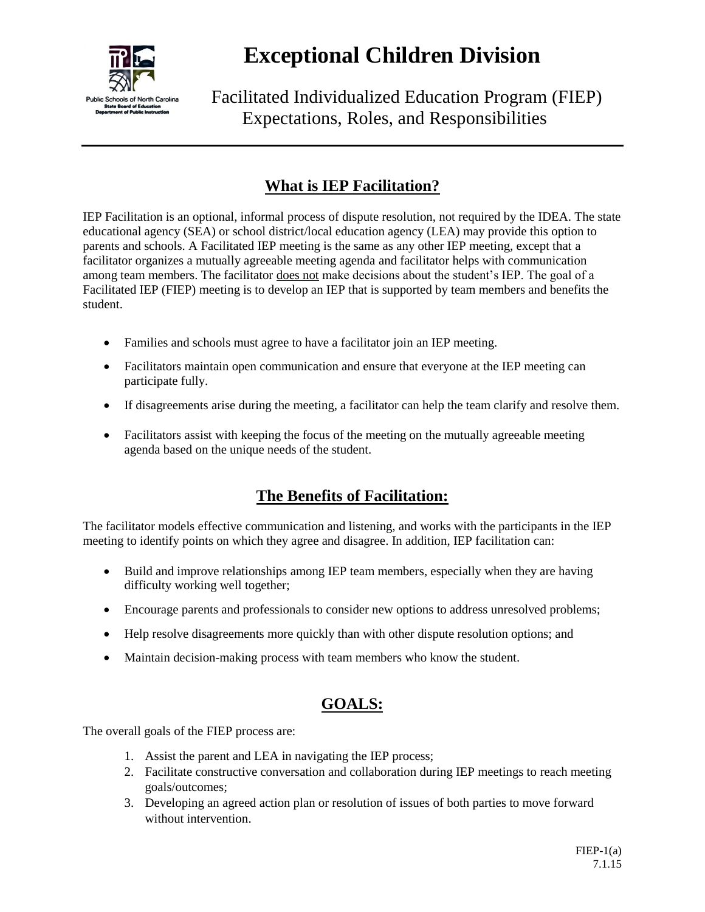# Exceptional Children Division

Public Schools of North Carolina
State Board of Education
Department of Public Instruction

Facilitated Individualized Education Program (FIEP)
Expectations, Roles, and Responsibilities

## What is IEP Facilitation?

IEP Facilitation is an optional, informal process of dispute resolution, not required by the IDEA. The state educational agency (SEA) or school district/local education agency (LEA) may provide this option to parents and schools. A Facilitated IEP meeting is the same as any other IEP meeting, except that a facilitator organizes a mutually agreeable meeting agenda and facilitator helps with communication among team members. The facilitator does not make decisions about the student's IEP. The goal of a Facilitated IEP (FIEP) meeting is to develop an IEP that is supported by team members and benefits the student.

- Families and schools must agree to have a facilitator join an IEP meeting.
- Facilitators maintain open communication and ensure that everyone at the IEP meeting can participate fully.
- If disagreements arise during the meeting, a facilitator can help the team clarify and resolve them.
- Facilitators assist with keeping the focus of the meeting on the mutually agreeable meeting agenda based on the unique needs of the student.

## The Benefits of Facilitation:

The facilitator models effective communication and listening, and works with the participants in the IEP meeting to identify points on which they agree and disagree. In addition, IEP facilitation can:

- Build and improve relationships among IEP team members, especially when they are having difficulty working well together;
- Encourage parents and professionals to consider new options to address unresolved problems;
- Help resolve disagreements more quickly than with other dispute resolution options; and
- Maintain decision-making process with team members who know the student.

## GOALS:

The overall goals of the FIEP process are:

1. Assist the parent and LEA in navigating the IEP process;
2. Facilitate constructive conversation and collaboration during IEP meetings to reach meeting goals/outcomes;
3. Developing an agreed action plan or resolution of issues of both parties to move forward without intervention.

FIEP-1(a)
7.1.15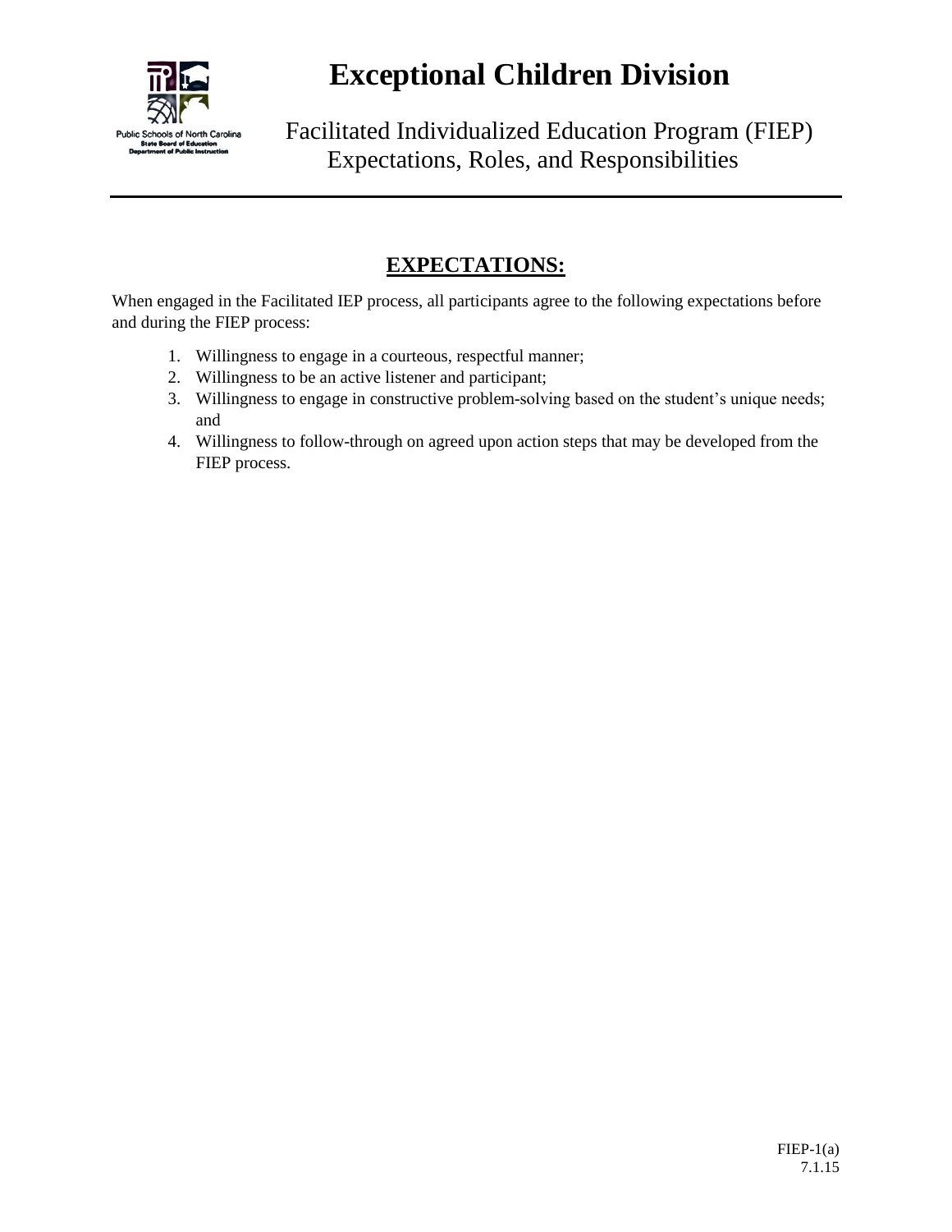# Exceptional Children Division

Facilitated Individualized Education Program (FIEP)
Expectations, Roles, and Responsibilities

## EXPECTATIONS:

When engaged in the Facilitated IEP process, all participants agree to the following expectations before and during the FIEP process:

1. Willingness to engage in a courteous, respectful manner;
2. Willingness to be an active listener and participant;
3. Willingness to engage in constructive problem-solving based on the student's unique needs; and
4. Willingness to follow-through on agreed upon action steps that may be developed from the FIEP process.

FIEP-1(a)
7.1.15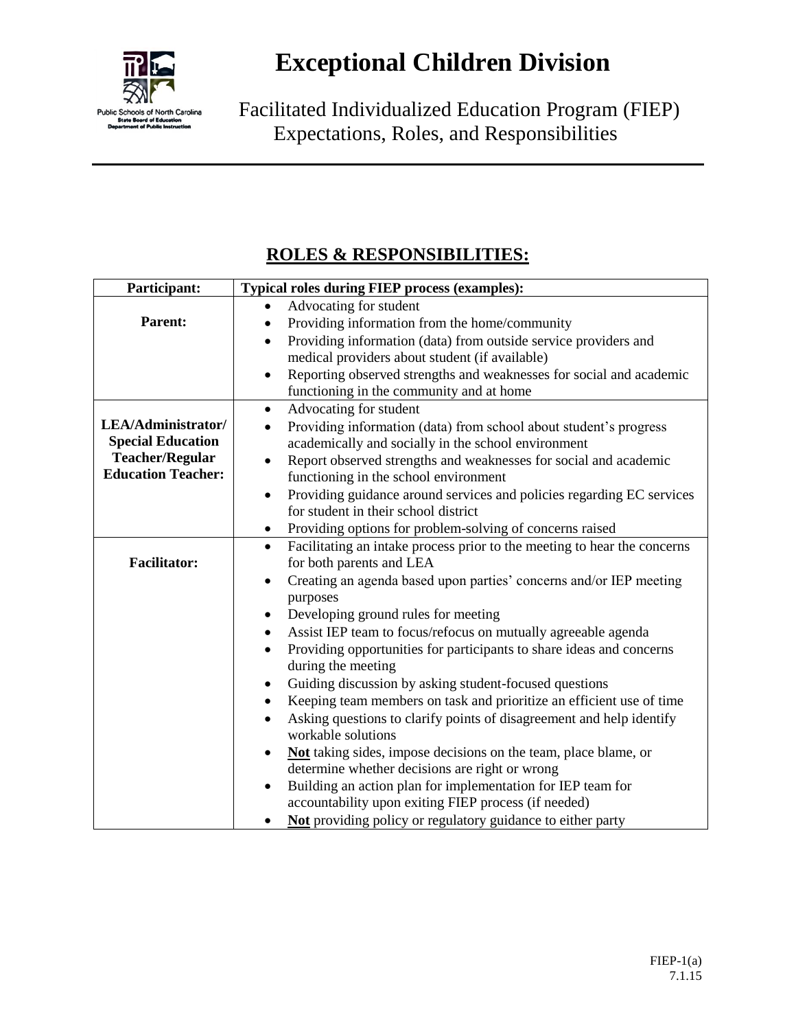# Exceptional Children Division

Facilitated Individualized Education Program (FIEP) Expectations, Roles, and Responsibilities

## ROLES & RESPONSIBILITIES:

| Participant: | Typical roles during FIEP process (examples): |
|---|---|
| **Parent:** | • Advocating for student<br>• Providing information from the home/community<br>• Providing information (data) from outside service providers and medical providers about student (if available)<br>• Reporting observed strengths and weaknesses for social and academic functioning in the community and at home |
| **LEA/Administrator/ Special Education Teacher/Regular Education Teacher:** | • Advocating for student<br>• Providing information (data) from school about student's progress academically and socially in the school environment<br>• Report observed strengths and weaknesses for social and academic functioning in the school environment<br>• Providing guidance around services and policies regarding EC services for student in their school district<br>• Providing options for problem-solving of concerns raised |
| **Facilitator:** | • Facilitating an intake process prior to the meeting to hear the concerns for both parents and LEA<br>• Creating an agenda based upon parties' concerns and/or IEP meeting purposes<br>• Developing ground rules for meeting<br>• Assist IEP team to focus/refocus on mutually agreeable agenda<br>• Providing opportunities for participants to share ideas and concerns during the meeting<br>• Guiding discussion by asking student-focused questions<br>• Keeping team members on task and prioritize an efficient use of time<br>• Asking questions to clarify points of disagreement and help identify workable solutions<br>• **Not** taking sides, impose decisions on the team, place blame, or determine whether decisions are right or wrong<br>• Building an action plan for implementation for IEP team for accountability upon exiting FIEP process (if needed)<br>• **Not** providing policy or regulatory guidance to either party |

FIEP-1(a)
7.1.15